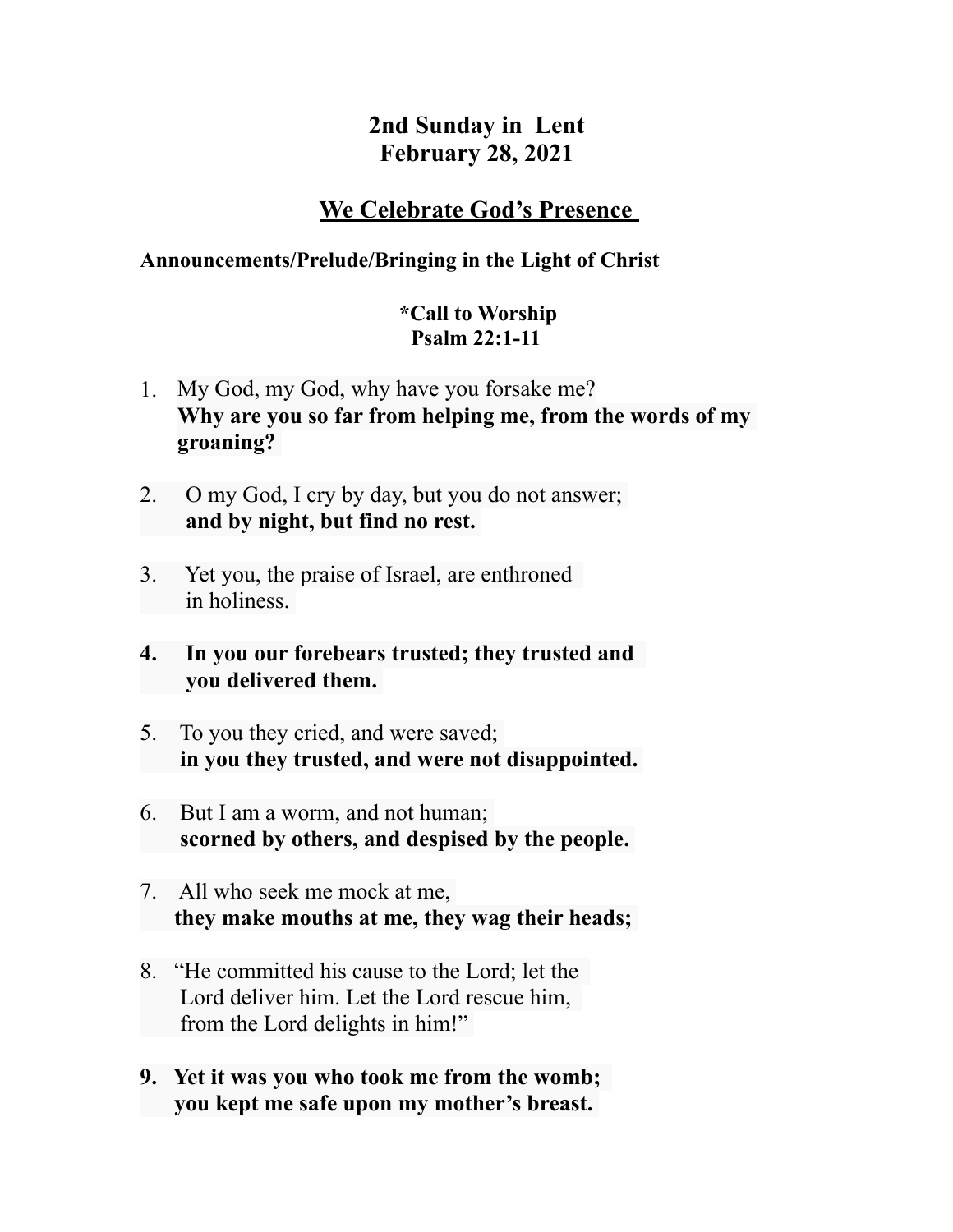# 2nd Sunday in Lent
# February 28, 2021

## <u>We Celebrate God's Presence</u>

**Announcements/Prelude/Bringing in the Light of Christ**

**\*Call to Worship**
**Psalm 22:1-11**

1. My God, my God, why have you forsake me?
   **Why are you so far from helping me, from the words of my groaning?**

2. O my God, I cry by day, but you do not answer;
   **and by night, but find no rest.**

3. Yet you, the praise of Israel, are enthroned
   in holiness.

4. **In you our forebears trusted; they trusted and you delivered them.**

5. To you they cried, and were saved;
   **in you they trusted, and were not disappointed.**

6. But I am a worm, and not human;
   **scorned by others, and despised by the people.**

7. All who seek me mock at me,
   **they make mouths at me, they wag their heads;**

8. "He committed his cause to the Lord; let the Lord deliver him. Let the Lord rescue him, from the Lord delights in him!"

9. **Yet it was you who took me from the womb;**
   **you kept me safe upon my mother's breast.**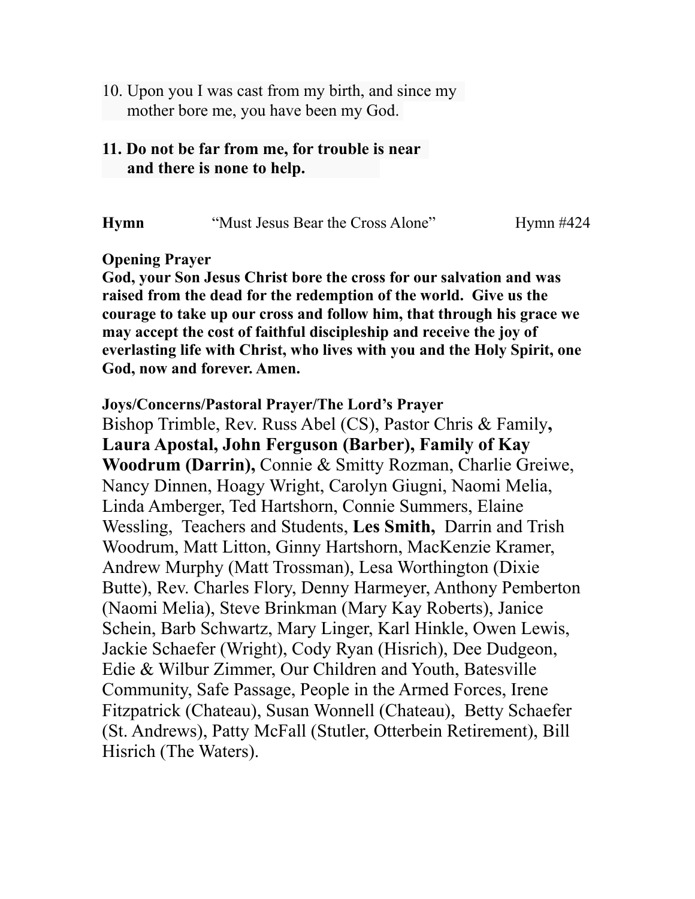10. Upon you I was cast from my birth, and since my mother bore me, you have been my God.

**11. Do not be far from me, for trouble is near and there is none to help.**

**Hymn** “Must Jesus Bear the Cross Alone” Hymn #424

**Opening Prayer**

**God, your Son Jesus Christ bore the cross for our salvation and was raised from the dead for the redemption of the world. Give us the courage to take up our cross and follow him, that through his grace we may accept the cost of faithful discipleship and receive the joy of everlasting life with Christ, who lives with you and the Holy Spirit, one God, now and forever. Amen.**

**Joys/Concerns/Pastoral Prayer/The Lord’s Prayer**

Bishop Trimble, Rev. Russ Abel (CS), Pastor Chris & Family**, Laura Apostal, John Ferguson (Barber), Family of Kay Woodrum (Darrin),** Connie & Smitty Rozman, Charlie Greiwe, Nancy Dinnen, Hoagy Wright, Carolyn Giugni, Naomi Melia, Linda Amberger, Ted Hartshorn, Connie Summers, Elaine Wessling, Teachers and Students, **Les Smith,** Darrin and Trish Woodrum, Matt Litton, Ginny Hartshorn, MacKenzie Kramer, Andrew Murphy (Matt Trossman), Lesa Worthington (Dixie Butte), Rev. Charles Flory, Denny Harmeyer, Anthony Pemberton (Naomi Melia), Steve Brinkman (Mary Kay Roberts), Janice Schein, Barb Schwartz, Mary Linger, Karl Hinkle, Owen Lewis, Jackie Schaefer (Wright), Cody Ryan (Hisrich), Dee Dudgeon, Edie & Wilbur Zimmer, Our Children and Youth, Batesville Community, Safe Passage, People in the Armed Forces, Irene Fitzpatrick (Chateau), Susan Wonnell (Chateau), Betty Schaefer (St. Andrews), Patty McFall (Stutler, Otterbein Retirement), Bill Hisrich (The Waters).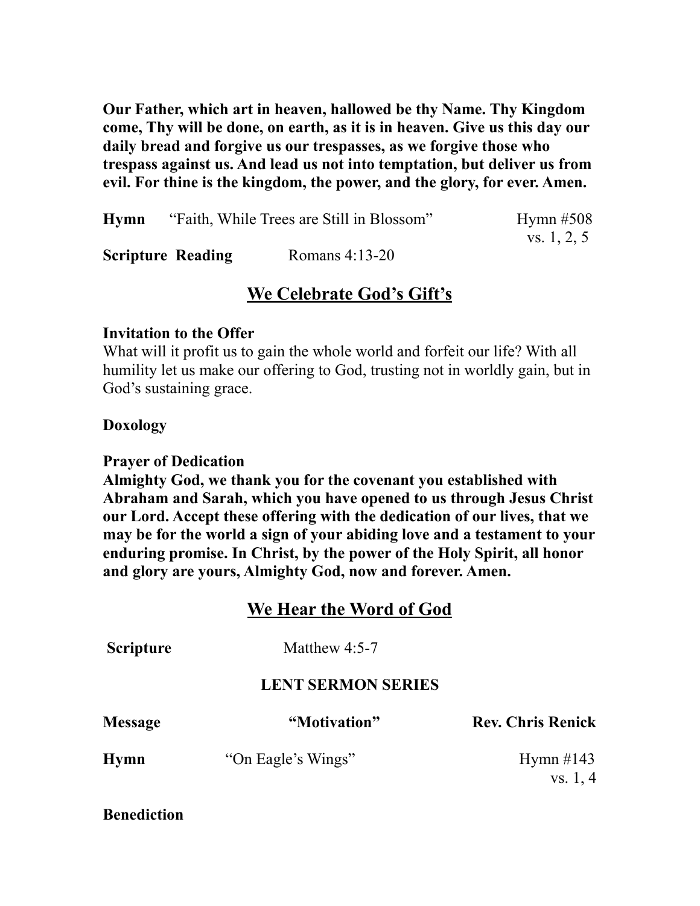**Our Father, which art in heaven, hallowed be thy Name. Thy Kingdom come, Thy will be done, on earth, as it is in heaven. Give us this day our daily bread and forgive us our trespasses, as we forgive those who trespass against us. And lead us not into temptation, but deliver us from evil. For thine is the kingdom, the power, and the glory, for ever. Amen.**

**Hymn** "Faith, While Trees are Still in Blossom" Hymn #508 vs. 1, 2, 5

**Scripture Reading** Romans 4:13-20

## We Celebrate God's Gift's

**Invitation to the Offer**
What will it profit us to gain the whole world and forfeit our life? With all humility let us make our offering to God, trusting not in worldly gain, but in God's sustaining grace.

**Doxology**

**Prayer of Dedication**
**Almighty God, we thank you for the covenant you established with Abraham and Sarah, which you have opened to us through Jesus Christ our Lord. Accept these offering with the dedication of our lives, that we may be for the world a sign of your abiding love and a testament to your enduring promise. In Christ, by the power of the Holy Spirit, all honor and glory are yours, Almighty God, now and forever. Amen.**

## We Hear the Word of God

**Scripture** Matthew 4:5-7

**LENT SERMON SERIES**

**Message** **"Motivation"** **Rev. Chris Renick**

**Hymn** "On Eagle's Wings" Hymn #143 vs. 1, 4

**Benediction**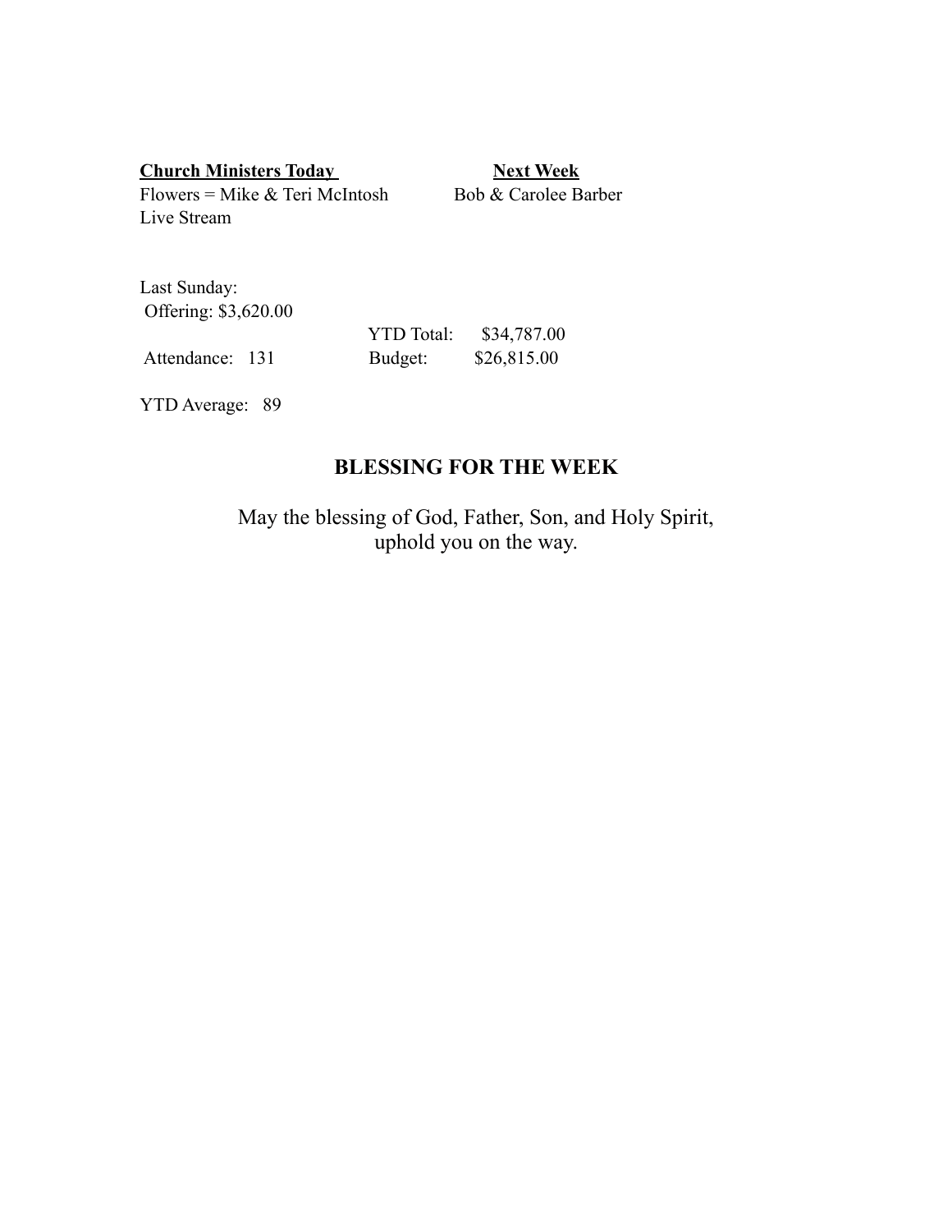| **Church Ministers Today** | **Next Week** |
|---|---|
| Flowers = Mike & Teri McIntosh | Bob & Carolee Barber |
| Live Stream | |

Last Sunday:

Offering: $3,620.00

| | | |
|---|---|---|
| | YTD Total: | $34,787.00 |
| Attendance: 131 | Budget: | $26,815.00 |

YTD Average: 89

## BLESSING FOR THE WEEK

May the blessing of God, Father, Son, and Holy Spirit,
uphold you on the way.